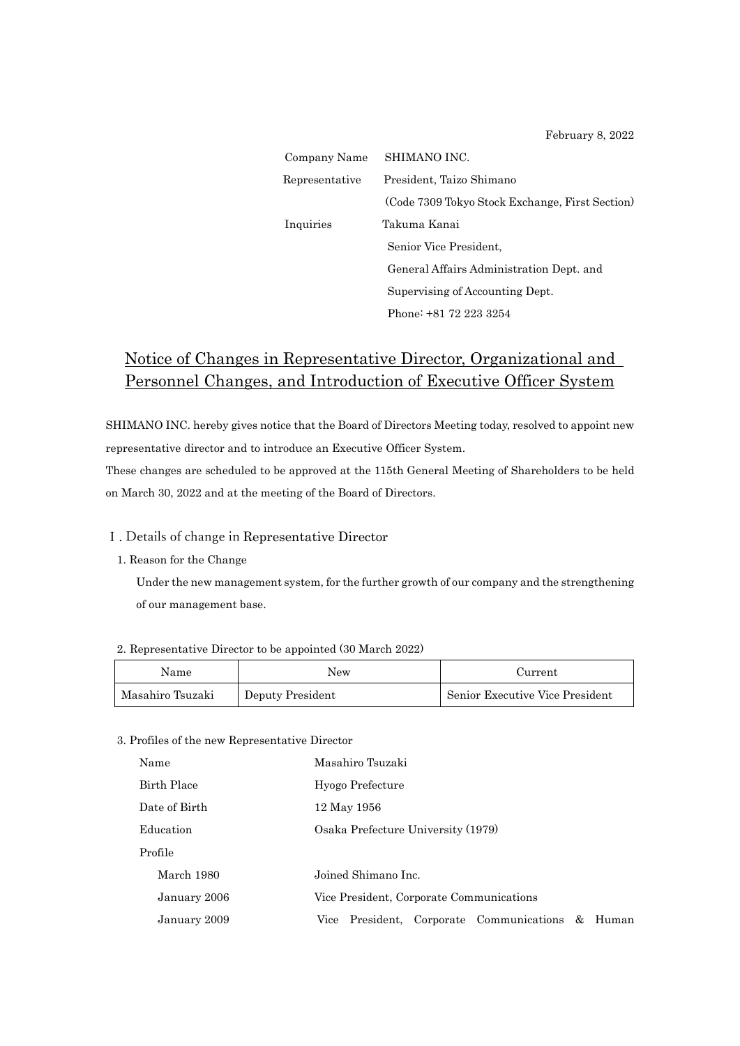February 8, 2022

Company Name SHIMANO INC.

Representative President, Taizo Shimano

(Code 7309 Tokyo Stock Exchange, First Section)

Inquiries Takuma Kanai

Senior Vice President,

General Affairs Administration Dept. and

Supervising of Accounting Dept.

Phone: +81 72 223 3254

# Notice of Changes in Representative Director, Organizational and Personnel Changes, and Introduction of Executive Officer System

SHIMANO INC. hereby gives notice that the Board of Directors Meeting today, resolved to appoint new representative director and to introduce an Executive Officer System.

These changes are scheduled to be approved at the 115th General Meeting of Shareholders to be held on March 30, 2022 and at the meeting of the Board of Directors.

## Ⅰ. Details of change in Representative Director

1. Reason for the Change

Under the new management system, for the further growth of our company and the strengthening of our management base.

2. Representative Director to be appointed (30 March 2022)

| Name | New | Current |
|---|---|---|
| Masahiro Tsuzaki | Deputy President | Senior Executive Vice President |

3. Profiles of the new Representative Director

| | |
|---|---|
| Name | Masahiro Tsuzaki |
| Birth Place | Hyogo Prefecture |
| Date of Birth | 12 May 1956 |
| Education | Osaka Prefecture University (1979) |
| Profile | |
| March 1980 | Joined Shimano Inc. |
| January 2006 | Vice President, Corporate Communications |
| January 2009 | Vice President, Corporate Communications & Human |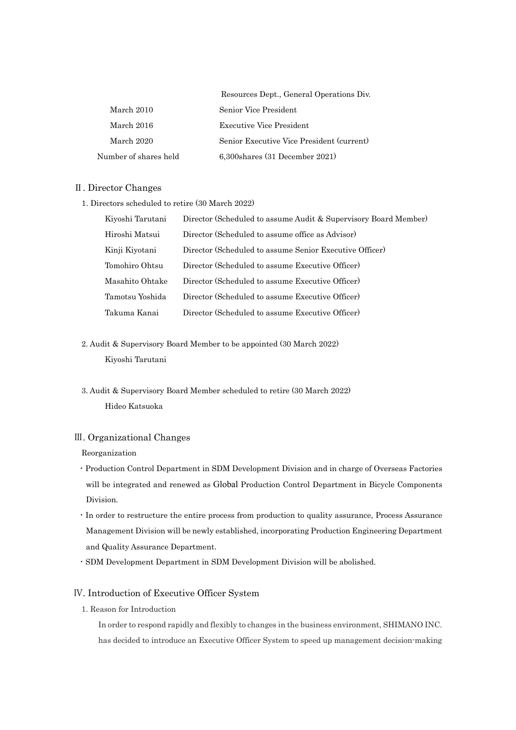| | |
|---|---|
| | Resources Dept., General Operations Div. |
| March 2010 | Senior Vice President |
| March 2016 | Executive Vice President |
| March 2020 | Senior Executive Vice President (current) |
| Number of shares held | 6,300shares (31 December 2021) |

## Ⅱ. Director Changes

1. Directors scheduled to retire (30 March 2022)

| | |
|---|---|
| Kiyoshi Tarutani | Director (Scheduled to assume Audit & Supervisory Board Member) |
| Hiroshi Matsui | Director (Scheduled to assume office as Advisor) |
| Kinji Kiyotani | Director (Scheduled to assume Senior Executive Officer) |
| Tomohiro Ohtsu | Director (Scheduled to assume Executive Officer) |
| Masahito Ohtake | Director (Scheduled to assume Executive Officer) |
| Tamotsu Yoshida | Director (Scheduled to assume Executive Officer) |
| Takuma Kanai | Director (Scheduled to assume Executive Officer) |

2. Audit & Supervisory Board Member to be appointed (30 March 2022)

   Kiyoshi Tarutani

3. Audit & Supervisory Board Member scheduled to retire (30 March 2022)

   Hideo Katsuoka

## Ⅲ. Organizational Changes

Reorganization

- Production Control Department in SDM Development Division and in charge of Overseas Factories will be integrated and renewed as Global Production Control Department in Bicycle Components Division.
- In order to restructure the entire process from production to quality assurance, Process Assurance Management Division will be newly established, incorporating Production Engineering Department and Quality Assurance Department.
- SDM Development Department in SDM Development Division will be abolished.

## Ⅳ. Introduction of Executive Officer System

1. Reason for Introduction

   In order to respond rapidly and flexibly to changes in the business environment, SHIMANO INC. has decided to introduce an Executive Officer System to speed up management decision-making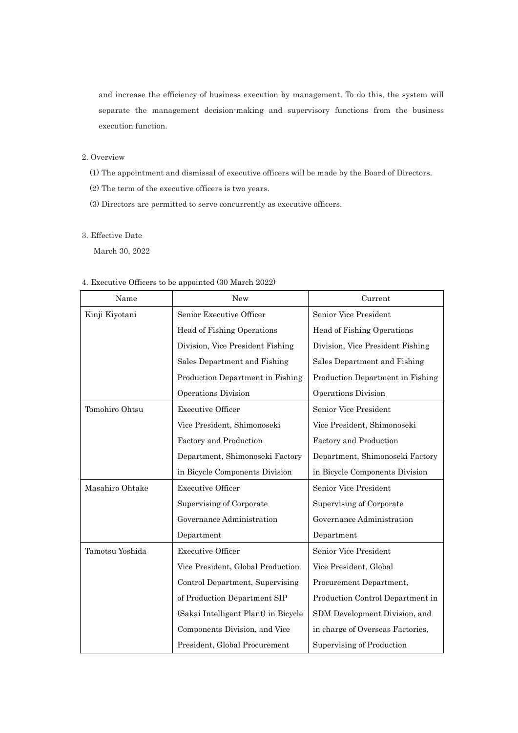and increase the efficiency of business execution by management. To do this, the system will separate the management decision-making and supervisory functions from the business execution function.

2. Overview

(1) The appointment and dismissal of executive officers will be made by the Board of Directors.

(2) The term of the executive officers is two years.

(3) Directors are permitted to serve concurrently as executive officers.

3. Effective Date

March 30, 2022

4. Executive Officers to be appointed (30 March 2022)

| Name | New | Current |
|---|---|---|
| Kinji Kiyotani | Senior Executive Officer<br>Head of Fishing Operations Division, Vice President Fishing Sales Department and Fishing Production Department in Fishing Operations Division | Senior Vice President<br>Head of Fishing Operations Division, Vice President Fishing Sales Department and Fishing Production Department in Fishing Operations Division |
| Tomohiro Ohtsu | Executive Officer<br>Vice President, Shimonoseki Factory and Production Department, Shimonoseki Factory in Bicycle Components Division | Senior Vice President<br>Vice President, Shimonoseki Factory and Production Department, Shimonoseki Factory in Bicycle Components Division |
| Masahiro Ohtake | Executive Officer<br>Supervising of Corporate Governance Administration Department | Senior Vice President<br>Supervising of Corporate Governance Administration Department |
| Tamotsu Yoshida | Executive Officer<br>Vice President, Global Production Control Department, Supervising of Production Department SIP (Sakai Intelligent Plant) in Bicycle Components Division, and Vice President, Global Procurement | Senior Vice President<br>Vice President, Global Procurement Department, Production Control Department in SDM Development Division, and in charge of Overseas Factories, Supervising of Production |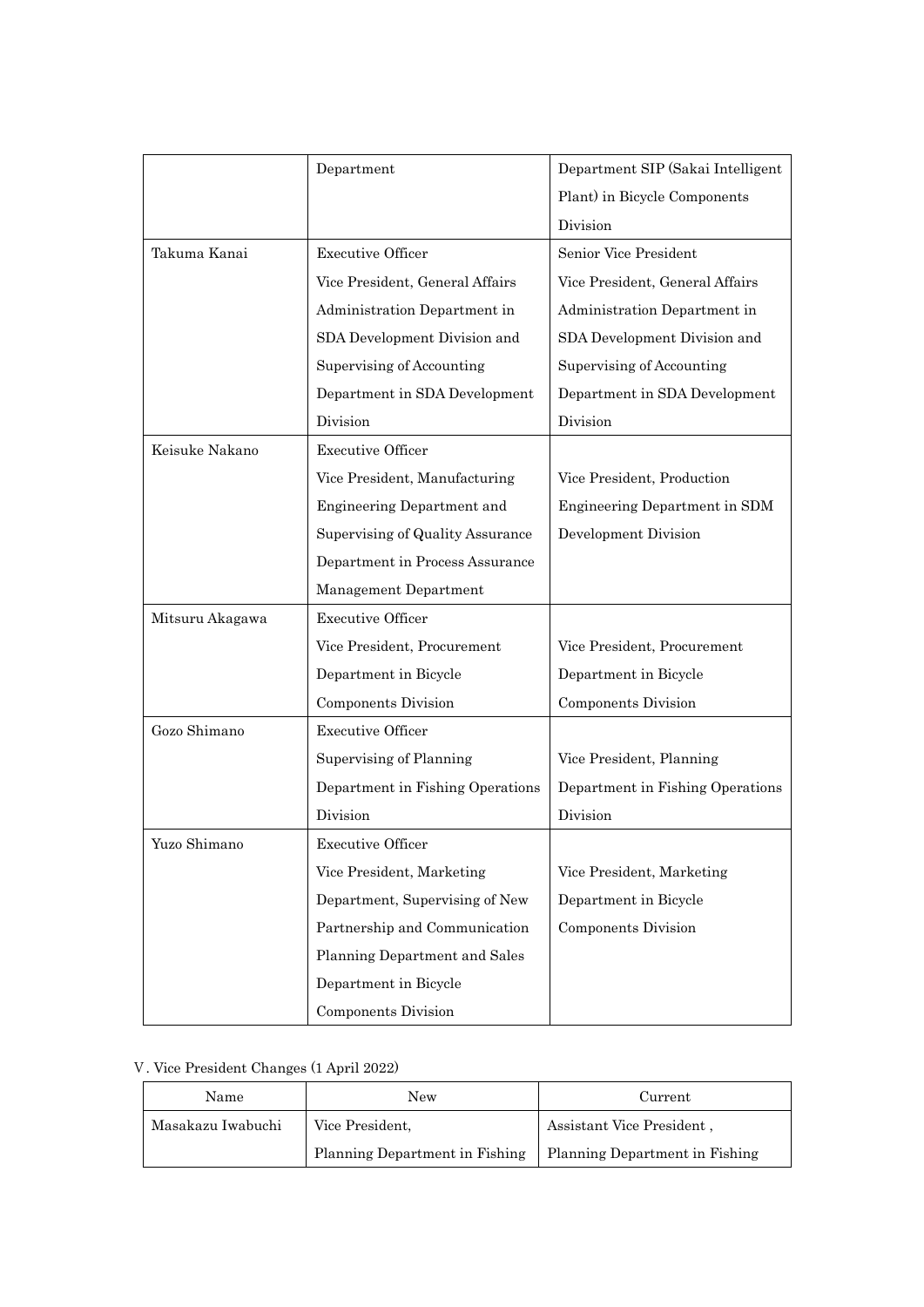| | | |
|---|---|---|
| | Department | Department SIP (Sakai Intelligent Plant) in Bicycle Components Division |
| Takuma Kanai | Executive Officer<br>Vice President, General Affairs Administration Department in SDA Development Division and Supervising of Accounting Department in SDA Development Division | Senior Vice President<br>Vice President, General Affairs Administration Department in SDA Development Division and Supervising of Accounting Department in SDA Development Division |
| Keisuke Nakano | Executive Officer<br>Vice President, Manufacturing Engineering Department and Supervising of Quality Assurance Department in Process Assurance Management Department | Vice President, Production Engineering Department in SDM Development Division |
| Mitsuru Akagawa | Executive Officer<br>Vice President, Procurement Department in Bicycle Components Division | Vice President, Procurement Department in Bicycle Components Division |
| Gozo Shimano | Executive Officer<br>Supervising of Planning Department in Fishing Operations Division | Vice President, Planning Department in Fishing Operations Division |
| Yuzo Shimano | Executive Officer<br>Vice President, Marketing Department, Supervising of New Partnership and Communication Planning Department and Sales Department in Bicycle Components Division | Vice President, Marketing Department in Bicycle Components Division |

V. Vice President Changes (1 April 2022)

| Name | New | Current |
|---|---|---|
| Masakazu Iwabuchi | Vice President,<br>Planning Department in Fishing | Assistant Vice President ,<br>Planning Department in Fishing |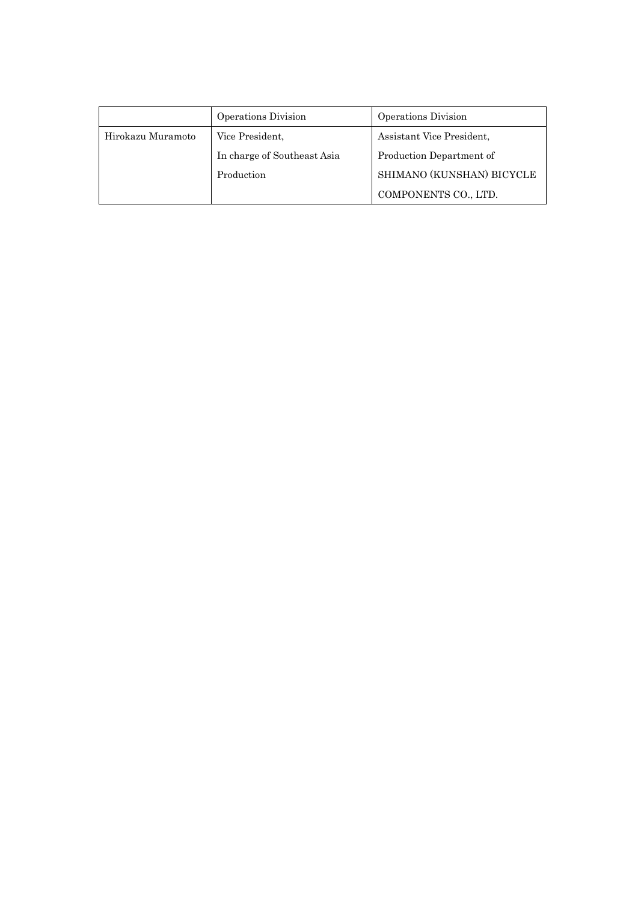| | | |
|---|---|---|
| | Operations Division | Operations Division |
| Hirokazu Muramoto | Vice President,<br>In charge of Southeast Asia Production | Assistant Vice President,<br>Production Department of SHIMANO (KUNSHAN) BICYCLE COMPONENTS CO., LTD. |